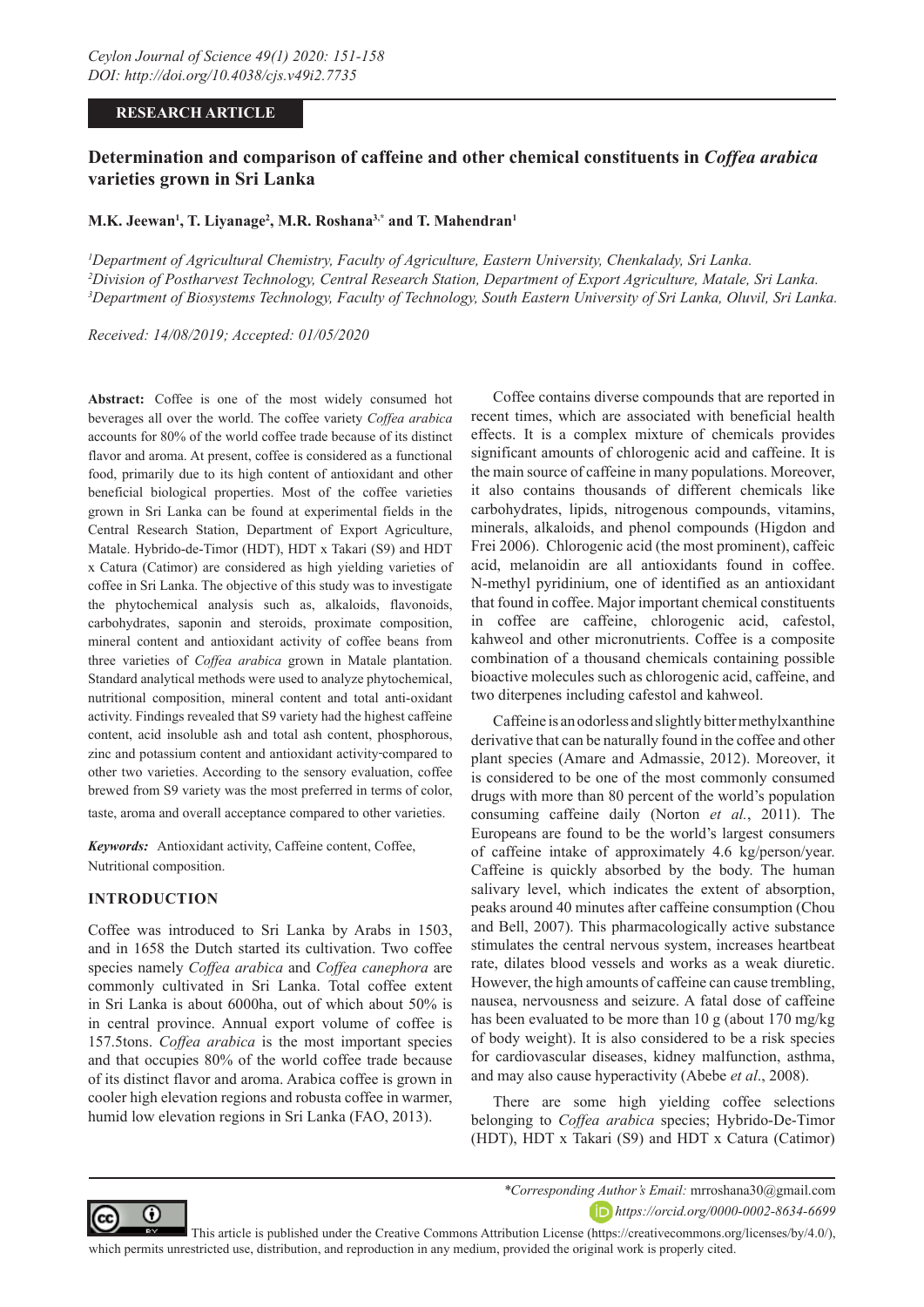RESEARCH ARTICLE

# Determination and comparison of caffeine and other chemical constituents in *Coffea arabica* varieties grown in Sri Lanka

**M.K. Jeewan[1], T. Liyanage[2], M.R. Roshana[3,*] and T. Mahendran[1]**

[1]*Department of Agricultural Chemistry, Faculty of Agriculture, Eastern University, Chenkalady, Sri Lanka.*
[2]*Division of Postharvest Technology, Central Research Station, Department of Export Agriculture, Matale, Sri Lanka.*
[3]*Department of Biosystems Technology, Faculty of Technology, South Eastern University of Sri Lanka, Oluvil, Sri Lanka.*

*Received: 14/08/2019; Accepted: 01/05/2020*

**Abstract:** Coffee is one of the most widely consumed hot beverages all over the world. The coffee variety *Coffea arabica* accounts for 80% of the world coffee trade because of its distinct flavor and aroma. At present, coffee is considered as a functional food, primarily due to its high content of antioxidant and other beneficial biological properties. Most of the coffee varieties grown in Sri Lanka can be found at experimental fields in the Central Research Station, Department of Export Agriculture, Matale. Hybrido-de-Timor (HDT), HDT x Takari (S9) and HDT x Catura (Catimor) are considered as high yielding varieties of coffee in Sri Lanka. The objective of this study was to investigate the phytochemical analysis such as, alkaloids, flavonoids, carbohydrates, saponin and steroids, proximate composition, mineral content and antioxidant activity of coffee beans from three varieties of *Coffea arabica* grown in Matale plantation. Standard analytical methods were used to analyze phytochemical, nutritional composition, mineral content and total anti-oxidant activity. Findings revealed that S9 variety had the highest caffeine content, acid insoluble ash and total ash content, phosphorous, zinc and potassium content and antioxidant activity compared to other two varieties. According to the sensory evaluation, coffee brewed from S9 variety was the most preferred in terms of color, taste, aroma and overall acceptance compared to other varieties.

***Keywords:*** Antioxidant activity, Caffeine content, Coffee, Nutritional composition.

## INTRODUCTION

Coffee was introduced to Sri Lanka by Arabs in 1503, and in 1658 the Dutch started its cultivation. Two coffee species namely *Coffea arabica* and *Coffea canephora* are commonly cultivated in Sri Lanka. Total coffee extent in Sri Lanka is about 6000ha, out of which about 50% is in central province. Annual export volume of coffee is 157.5tons. *Coffea arabica* is the most important species and that occupies 80% of the world coffee trade because of its distinct flavor and aroma. Arabica coffee is grown in cooler high elevation regions and robusta coffee in warmer, humid low elevation regions in Sri Lanka (FAO, 2013).

Coffee contains diverse compounds that are reported in recent times, which are associated with beneficial health effects. It is a complex mixture of chemicals provides significant amounts of chlorogenic acid and caffeine. It is the main source of caffeine in many populations. Moreover, it also contains thousands of different chemicals like carbohydrates, lipids, nitrogenous compounds, vitamins, minerals, alkaloids, and phenol compounds (Higdon and Frei 2006). Chlorogenic acid (the most prominent), caffeic acid, melanoidin are all antioxidants found in coffee. N-methyl pyridinium, one of identified as an antioxidant that found in coffee. Major important chemical constituents in coffee are caffeine, chlorogenic acid, cafestol, kahweol and other micronutrients. Coffee is a composite combination of a thousand chemicals containing possible bioactive molecules such as chlorogenic acid, caffeine, and two diterpenes including cafestol and kahweol.

Caffeine is an odorless and slightly bitter methylxanthine derivative that can be naturally found in the coffee and other plant species (Amare and Admassie, 2012). Moreover, it is considered to be one of the most commonly consumed drugs with more than 80 percent of the world's population consuming caffeine daily (Norton *et al.*, 2011). The Europeans are found to be the world's largest consumers of caffeine intake of approximately 4.6 kg/person/year. Caffeine is quickly absorbed by the body. The human salivary level, which indicates the extent of absorption, peaks around 40 minutes after caffeine consumption (Chou and Bell, 2007). This pharmacologically active substance stimulates the central nervous system, increases heartbeat rate, dilates blood vessels and works as a weak diuretic. However, the high amounts of caffeine can cause trembling, nausea, nervousness and seizure. A fatal dose of caffeine has been evaluated to be more than 10 g (about 170 mg/kg of body weight). It is also considered to be a risk species for cardiovascular diseases, kidney malfunction, asthma, and may also cause hyperactivity (Abebe *et al*., 2008).

There are some high yielding coffee selections belonging to *Coffea arabica* species; Hybrido-De-Timor (HDT), HDT x Takari (S9) and HDT x Catura (Catimor)

*Corresponding Author's Email: mrroshana30@gmail.com
https://orcid.org/0000-0002-8634-6699

This article is published under the Creative Commons Attribution License (https://creativecommons.org/licenses/by/4.0/), which permits unrestricted use, distribution, and reproduction in any medium, provided the original work is properly cited.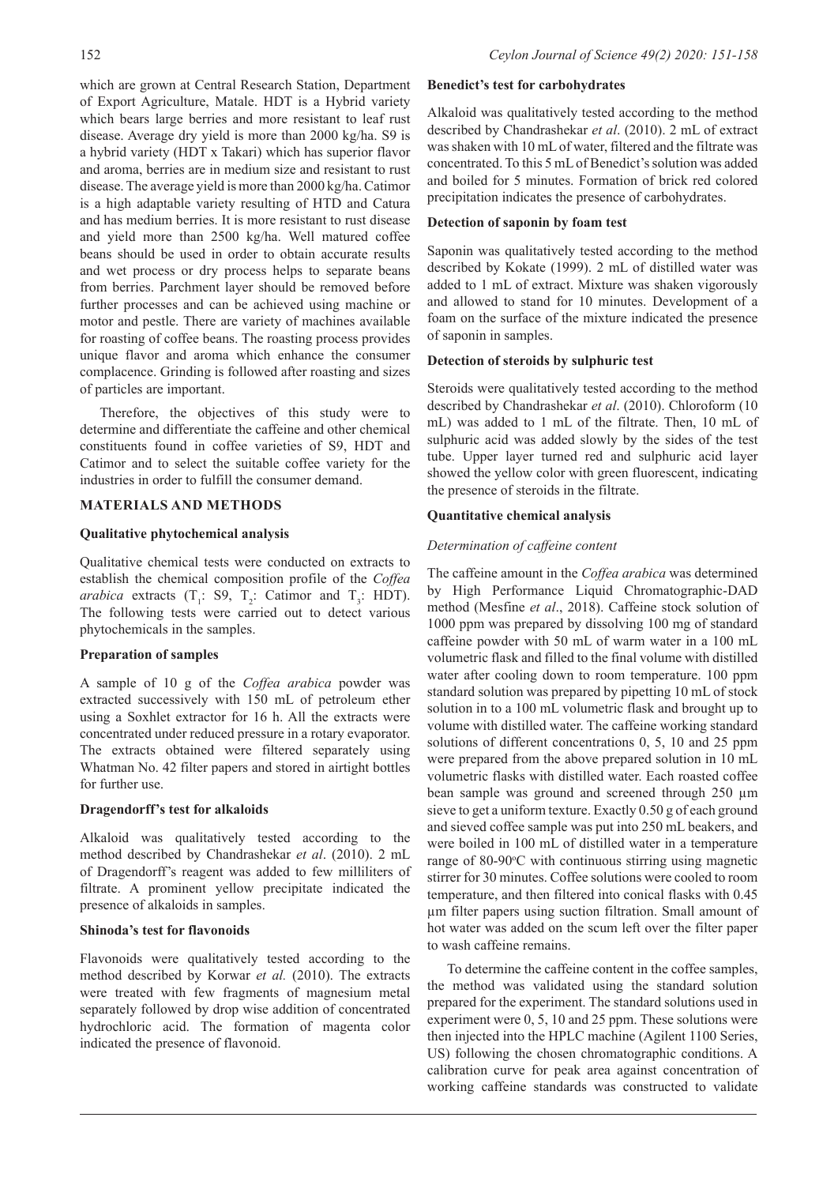which are grown at Central Research Station, Department of Export Agriculture, Matale. HDT is a Hybrid variety which bears large berries and more resistant to leaf rust disease. Average dry yield is more than 2000 kg/ha. S9 is a hybrid variety (HDT x Takari) which has superior flavor and aroma, berries are in medium size and resistant to rust disease. The average yield is more than 2000 kg/ha. Catimor is a high adaptable variety resulting of HTD and Catura and has medium berries. It is more resistant to rust disease and yield more than 2500 kg/ha. Well matured coffee beans should be used in order to obtain accurate results and wet process or dry process helps to separate beans from berries. Parchment layer should be removed before further processes and can be achieved using machine or motor and pestle. There are variety of machines available for roasting of coffee beans. The roasting process provides unique flavor and aroma which enhance the consumer complacence. Grinding is followed after roasting and sizes of particles are important.

Therefore, the objectives of this study were to determine and differentiate the caffeine and other chemical constituents found in coffee varieties of S9, HDT and Catimor and to select the suitable coffee variety for the industries in order to fulfill the consumer demand.

## MATERIALS AND METHODS

### Qualitative phytochemical analysis

Qualitative chemical tests were conducted on extracts to establish the chemical composition profile of the *Coffea arabica* extracts ($T_1$: S9, $T_2$: Catimor and $T_3$: HDT). The following tests were carried out to detect various phytochemicals in the samples.

### Preparation of samples

A sample of 10 g of the *Coffea arabica* powder was extracted successively with 150 mL of petroleum ether using a Soxhlet extractor for 16 h. All the extracts were concentrated under reduced pressure in a rotary evaporator. The extracts obtained were filtered separately using Whatman No. 42 filter papers and stored in airtight bottles for further use.

### Dragendorff's test for alkaloids

Alkaloid was qualitatively tested according to the method described by Chandrashekar *et al*. (2010). 2 mL of Dragendorff's reagent was added to few milliliters of filtrate. A prominent yellow precipitate indicated the presence of alkaloids in samples.

### Shinoda's test for flavonoids

Flavonoids were qualitatively tested according to the method described by Korwar *et al.* (2010). The extracts were treated with few fragments of magnesium metal separately followed by drop wise addition of concentrated hydrochloric acid. The formation of magenta color indicated the presence of flavonoid.

### Benedict's test for carbohydrates

Alkaloid was qualitatively tested according to the method described by Chandrashekar *et al*. (2010). 2 mL of extract was shaken with 10 mL of water, filtered and the filtrate was concentrated. To this 5 mL of Benedict's solution was added and boiled for 5 minutes. Formation of brick red colored precipitation indicates the presence of carbohydrates.

### Detection of saponin by foam test

Saponin was qualitatively tested according to the method described by Kokate (1999). 2 mL of distilled water was added to 1 mL of extract. Mixture was shaken vigorously and allowed to stand for 10 minutes. Development of a foam on the surface of the mixture indicated the presence of saponin in samples.

### Detection of steroids by sulphuric test

Steroids were qualitatively tested according to the method described by Chandrashekar *et al*. (2010). Chloroform (10 mL) was added to 1 mL of the filtrate. Then, 10 mL of sulphuric acid was added slowly by the sides of the test tube. Upper layer turned red and sulphuric acid layer showed the yellow color with green fluorescent, indicating the presence of steroids in the filtrate.

### Quantitative chemical analysis

#### *Determination of caffeine content*

The caffeine amount in the *Coffea arabica* was determined by High Performance Liquid Chromatographic-DAD method (Mesfine *et al*., 2018). Caffeine stock solution of 1000 ppm was prepared by dissolving 100 mg of standard caffeine powder with 50 mL of warm water in a 100 mL volumetric flask and filled to the final volume with distilled water after cooling down to room temperature. 100 ppm standard solution was prepared by pipetting 10 mL of stock solution in to a 100 mL volumetric flask and brought up to volume with distilled water. The caffeine working standard solutions of different concentrations 0, 5, 10 and 25 ppm were prepared from the above prepared solution in 10 mL volumetric flasks with distilled water. Each roasted coffee bean sample was ground and screened through 250 µm sieve to get a uniform texture. Exactly 0.50 g of each ground and sieved coffee sample was put into 250 mL beakers, and were boiled in 100 mL of distilled water in a temperature range of 80-90$^{o}$C with continuous stirring using magnetic stirrer for 30 minutes. Coffee solutions were cooled to room temperature, and then filtered into conical flasks with 0.45 µm filter papers using suction filtration. Small amount of hot water was added on the scum left over the filter paper to wash caffeine remains.

To determine the caffeine content in the coffee samples, the method was validated using the standard solution prepared for the experiment. The standard solutions used in experiment were 0, 5, 10 and 25 ppm. These solutions were then injected into the HPLC machine (Agilent 1100 Series, US) following the chosen chromatographic conditions. A calibration curve for peak area against concentration of working caffeine standards was constructed to validate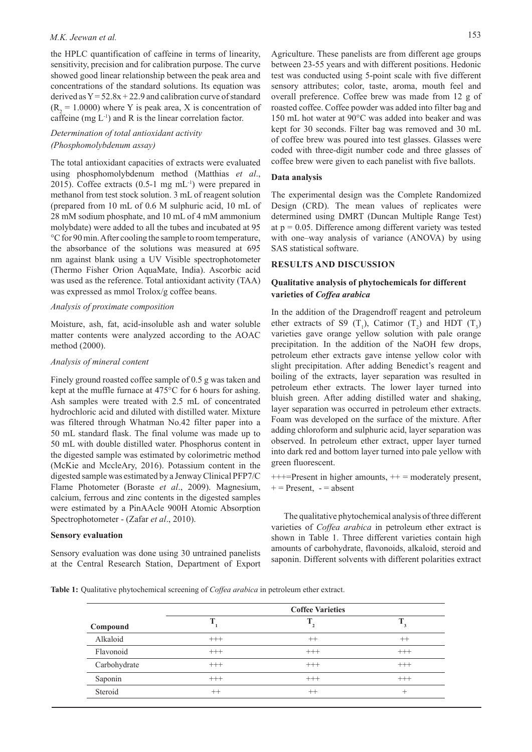the HPLC quantification of caffeine in terms of linearity, sensitivity, precision and for calibration purpose. The curve showed good linear relationship between the peak area and concentrations of the standard solutions. Its equation was derived as $Y = 52.8x + 22.9$ and calibration curve of standard ($R_2 = 1.0000$) where Y is peak area, X is concentration of caffeine (mg $L^{-1}$) and R is the linear correlation factor.

### *Determination of total antioxidant activity (Phosphomolybdenum assay)*

The total antioxidant capacities of extracts were evaluated using phosphomolybdenum method (Matthias *et al*., 2015). Coffee extracts (0.5-1 mg $mL^{-1}$) were prepared in methanol from test stock solution. 3 mL of reagent solution (prepared from 10 mL of 0.6 M sulphuric acid, 10 mL of 28 mM sodium phosphate, and 10 mL of 4 mM ammonium molybdate) were added to all the tubes and incubated at 95 °C for 90 min. After cooling the sample to room temperature, the absorbance of the solutions was measured at 695 nm against blank using a UV Visible spectrophotometer (Thermo Fisher Orion AquaMate, India). Ascorbic acid was used as the reference. Total antioxidant activity (TAA) was expressed as mmol Trolox/g coffee beans.

### *Analysis of proximate composition*

Moisture, ash, fat, acid-insoluble ash and water soluble matter contents were analyzed according to the AOAC method (2000).

### *Analysis of mineral content*

Finely ground roasted coffee sample of 0.5 g was taken and kept at the muffle furnace at 475°C for 6 hours for ashing. Ash samples were treated with 2.5 mL of concentrated hydrochloric acid and diluted with distilled water. Mixture was filtered through Whatman No.42 filter paper into a 50 mL standard flask. The final volume was made up to 50 mL with double distilled water. Phosphorus content in the digested sample was estimated by colorimetric method (McKie and McleAry, 2016). Potassium content in the digested sample was estimated by a Jenway Clinical PFP7/C Flame Photometer (Boraste *et al*., 2009). Magnesium, calcium, ferrous and zinc contents in the digested samples were estimated by a PinAAcle 900H Atomic Absorption Spectrophotometer - (Zafar *et al*., 2010).

### Sensory evaluation

Sensory evaluation was done using 30 untrained panelists at the Central Research Station, Department of Export Agriculture. These panelists are from different age groups between 23-55 years and with different positions. Hedonic test was conducted using 5-point scale with five different sensory attributes; color, taste, aroma, mouth feel and overall preference. Coffee brew was made from 12 g of roasted coffee. Coffee powder was added into filter bag and 150 mL hot water at 90°C was added into beaker and was kept for 30 seconds. Filter bag was removed and 30 mL of coffee brew was poured into test glasses. Glasses were coded with three-digit number code and three glasses of coffee brew were given to each panelist with five ballots.

### Data analysis

The experimental design was the Complete Randomized Design (CRD). The mean values of replicates were determined using DMRT (Duncan Multiple Range Test) at $p = 0.05$. Difference among different variety was tested with one–way analysis of variance (ANOVA) by using SAS statistical software.

## RESULTS AND DISCUSSION

### Qualitative analysis of phytochemicals for different varieties of *Coffea arabica*

In the addition of the Dragendroff reagent and petroleum ether extracts of S9 ($T_1$), Catimor ($T_2$) and HDT ($T_3$) varieties gave orange yellow solution with pale orange precipitation. In the addition of the NaOH few drops, petroleum ether extracts gave intense yellow color with slight precipitation. After adding Benedict's reagent and boiling of the extracts, layer separation was resulted in petroleum ether extracts. The lower layer turned into bluish green. After adding distilled water and shaking, layer separation was occurred in petroleum ether extracts. Foam was developed on the surface of the mixture. After adding chloroform and sulphuric acid, layer separation was observed. In petroleum ether extract, upper layer turned into dark red and bottom layer turned into pale yellow with green fluorescent.

+++=Present in higher amounts, ++ = moderately present, + = Present, - = absent

The qualitative phytochemical analysis of three different varieties of *Coffea arabica* in petroleum ether extract is shown in Table 1. Three different varieties contain high amounts of carbohydrate, flavonoids, alkaloid, steroid and saponin. Different solvents with different polarities extract

**Table 1:** Qualitative phytochemical screening of *Coffea arabica* in petroleum ether extract.

| | Coffee Varieties | | |
|---|---|---|---|
| Compound | $T_1$ | $T_2$ | $T_3$ |
| Alkaloid | +++ | ++ | ++ |
| Flavonoid | +++ | +++ | +++ |
| Carbohydrate | +++ | +++ | +++ |
| Saponin | +++ | +++ | +++ |
| Steroid | ++ | ++ | + |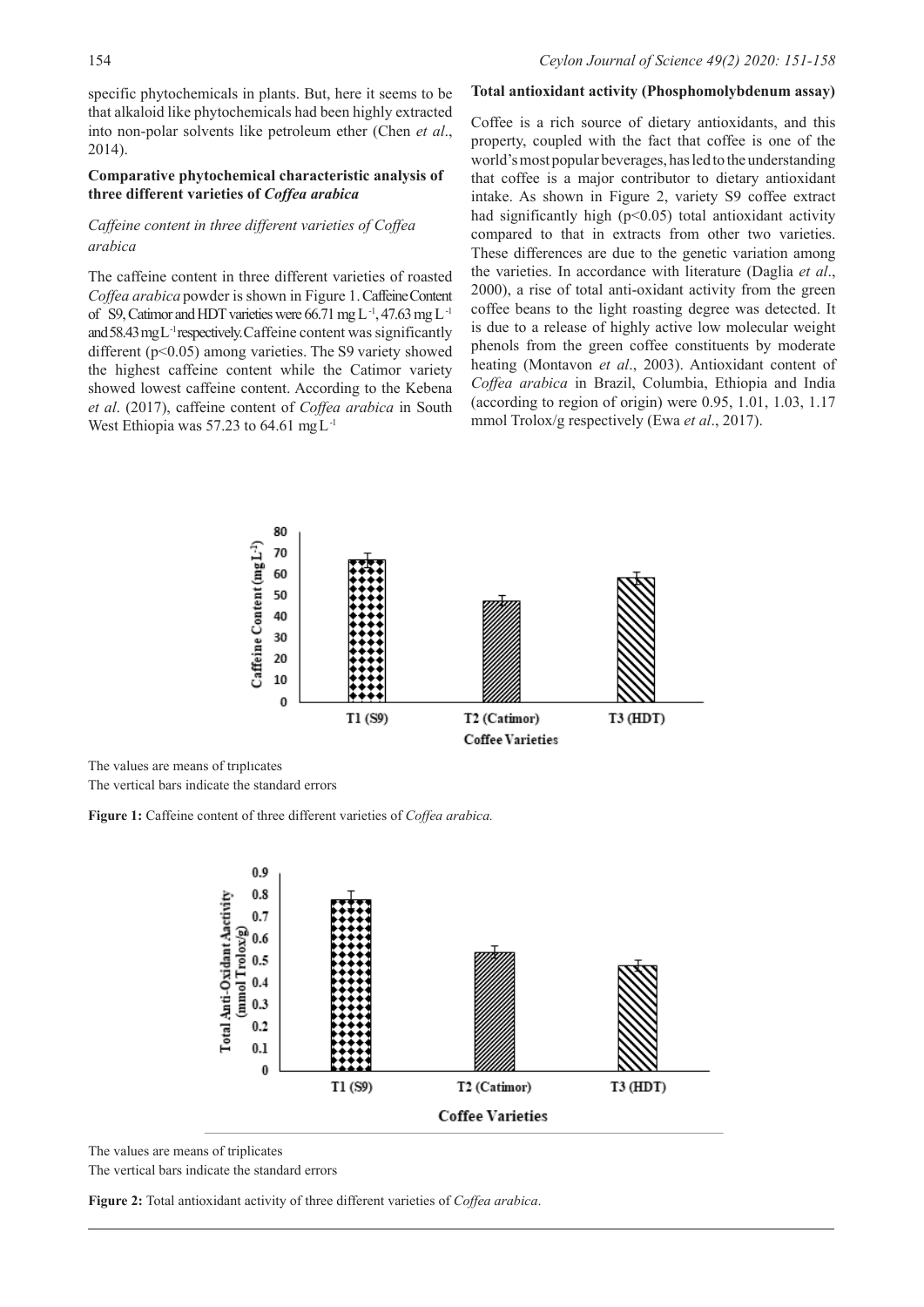specific phytochemicals in plants. But, here it seems to be that alkaloid like phytochemicals had been highly extracted into non-polar solvents like petroleum ether (Chen *et al*., 2014).

### Comparative phytochemical characteristic analysis of three different varieties of *Coffea arabica*

#### *Caffeine content in three different varieties of Coffea arabica*

The caffeine content in three different varieties of roasted *Coffea arabica* powder is shown in Figure 1. Caffeine Content of S9, Catimor and HDT varieties were 66.71 mg $L^{-1}$, 47.63 mg $L^{-1}$ and 58.43 mg $L^{-1}$ respectively. Caffeine content was significantly different ($p<0.05$) among varieties. The S9 variety showed the highest caffeine content while the Catimor variety showed lowest caffeine content. According to the Kebena *et al*. (2017), caffeine content of *Coffea arabica* in South West Ethiopia was 57.23 to 64.61 mg $L^{-1}$

### Total antioxidant activity (Phosphomolybdenum assay)

Coffee is a rich source of dietary antioxidants, and this property, coupled with the fact that coffee is one of the world's most popular beverages, has led to the understanding that coffee is a major contributor to dietary antioxidant intake. As shown in Figure 2, variety S9 coffee extract had significantly high ($p<0.05$) total antioxidant activity compared to that in extracts from other two varieties. These differences are due to the genetic variation among the varieties. In accordance with literature (Daglia *et al*., 2000), a rise of total anti-oxidant activity from the green coffee beans to the light roasting degree was detected. It is due to a release of highly active low molecular weight phenols from the green coffee constituents by moderate heating (Montavon *et al*., 2003). Antioxidant content of *Coffea arabica* in Brazil, Columbia, Ethiopia and India (according to region of origin) were 0.95, 1.01, 1.03, 1.17 mmol Trolox/g respectively (Ewa *et al*., 2017).

The values are means of triplicates
The vertical bars indicate the standard errors

**Figure 1:** Caffeine content of three different varieties of *Coffea arabica.*

The values are means of triplicates
The vertical bars indicate the standard errors

**Figure 2:** Total antioxidant activity of three different varieties of *Coffea arabica*.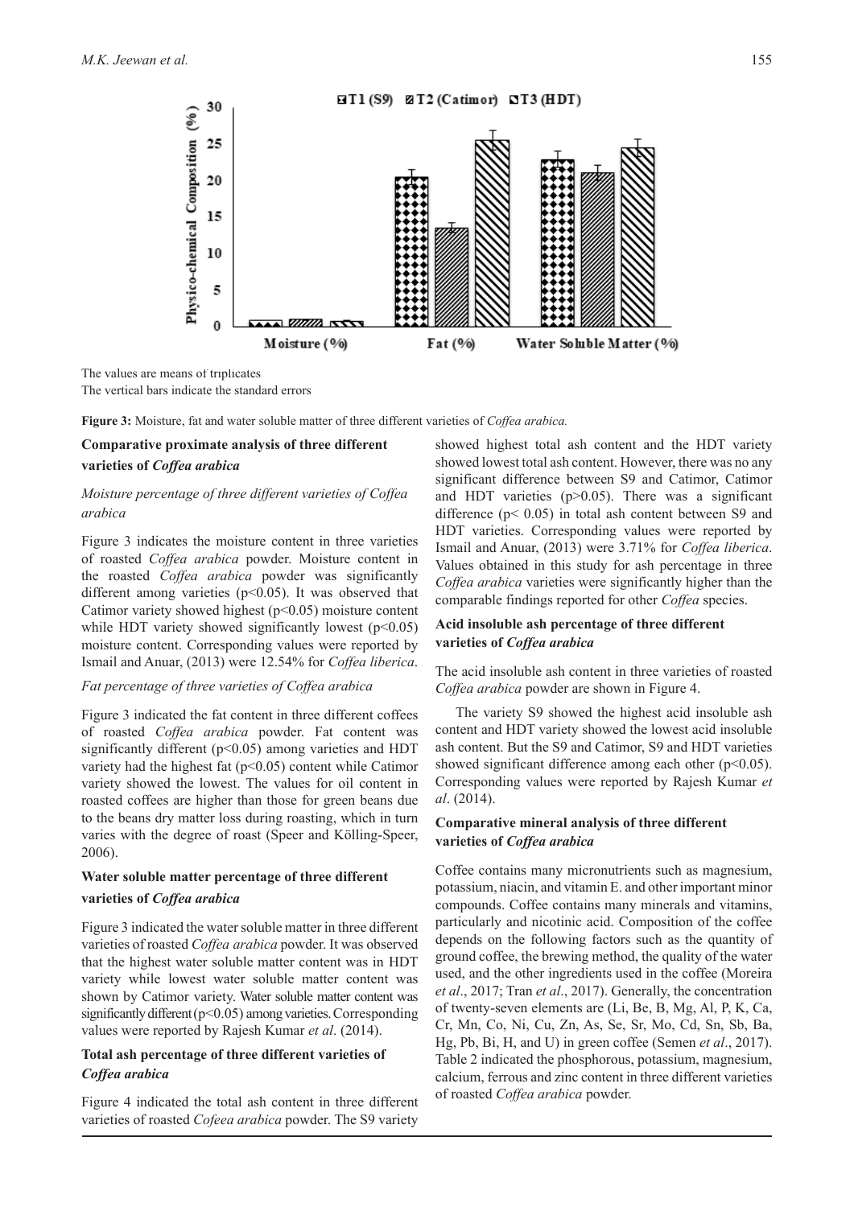The values are means of triplicates
The vertical bars indicate the standard errors

**Figure 3:** Moisture, fat and water soluble matter of three different varieties of *Coffea arabica.*

### Comparative proximate analysis of three different varieties of *Coffea arabica*

#### *Moisture percentage of three different varieties of Coffea arabica*

Figure 3 indicates the moisture content in three varieties of roasted *Coffea arabica* powder. Moisture content in the roasted *Coffea arabica* powder was significantly different among varieties ($p<0.05$). It was observed that Catimor variety showed highest ($p<0.05$) moisture content while HDT variety showed significantly lowest ($p<0.05$) moisture content. Corresponding values were reported by Ismail and Anuar, (2013) were 12.54% for *Coffea liberica*.

#### *Fat percentage of three varieties of Coffea arabica*

Figure 3 indicated the fat content in three different coffees of roasted *Coffea arabica* powder. Fat content was significantly different ($p<0.05$) among varieties and HDT variety had the highest fat ($p<0.05$) content while Catimor variety showed the lowest. The values for oil content in roasted coffees are higher than those for green beans due to the beans dry matter loss during roasting, which in turn varies with the degree of roast (Speer and Kölling-Speer, 2006).

### Water soluble matter percentage of three different varieties of *Coffea arabica*

Figure 3 indicated the water soluble matter in three different varieties of roasted *Coffea arabica* powder. It was observed that the highest water soluble matter content was in HDT variety while lowest water soluble matter content was shown by Catimor variety. Water soluble matter content was significantly different ($p<0.05$) among varieties. Corresponding values were reported by Rajesh Kumar *et al*. (2014).

### Total ash percentage of three different varieties of *Coffea arabica*

Figure 4 indicated the total ash content in three different varieties of roasted *Cofeea arabica* powder. The S9 variety showed highest total ash content and the HDT variety showed lowest total ash content. However, there was no any significant difference between S9 and Catimor, Catimor and HDT varieties ($p>0.05$). There was a significant difference ($p< 0.05$) in total ash content between S9 and HDT varieties. Corresponding values were reported by Ismail and Anuar, (2013) were 3.71% for *Coffea liberica*. Values obtained in this study for ash percentage in three *Coffea arabica* varieties were significantly higher than the comparable findings reported for other *Coffea* species.

### Acid insoluble ash percentage of three different varieties of *Coffea arabica*

The acid insoluble ash content in three varieties of roasted *Coffea arabica* powder are shown in Figure 4.

The variety S9 showed the highest acid insoluble ash content and HDT variety showed the lowest acid insoluble ash content. But the S9 and Catimor, S9 and HDT varieties showed significant difference among each other ($p<0.05$). Corresponding values were reported by Rajesh Kumar *et al*. (2014).

### Comparative mineral analysis of three different varieties of *Coffea arabica*

Coffee contains many micronutrients such as magnesium, potassium, niacin, and vitamin E. and other important minor compounds. Coffee contains many minerals and vitamins, particularly and nicotinic acid. Composition of the coffee depends on the following factors such as the quantity of ground coffee, the brewing method, the quality of the water used, and the other ingredients used in the coffee (Moreira *et al*., 2017; Tran *et al*., 2017). Generally, the concentration of twenty-seven elements are (Li, Be, B, Mg, Al, P, K, Ca, Cr, Mn, Co, Ni, Cu, Zn, As, Se, Sr, Mo, Cd, Sn, Sb, Ba, Hg, Pb, Bi, H, and U) in green coffee (Semen *et al*., 2017). Table 2 indicated the phosphorous, potassium, magnesium, calcium, ferrous and zinc content in three different varieties of roasted *Coffea arabica* powder.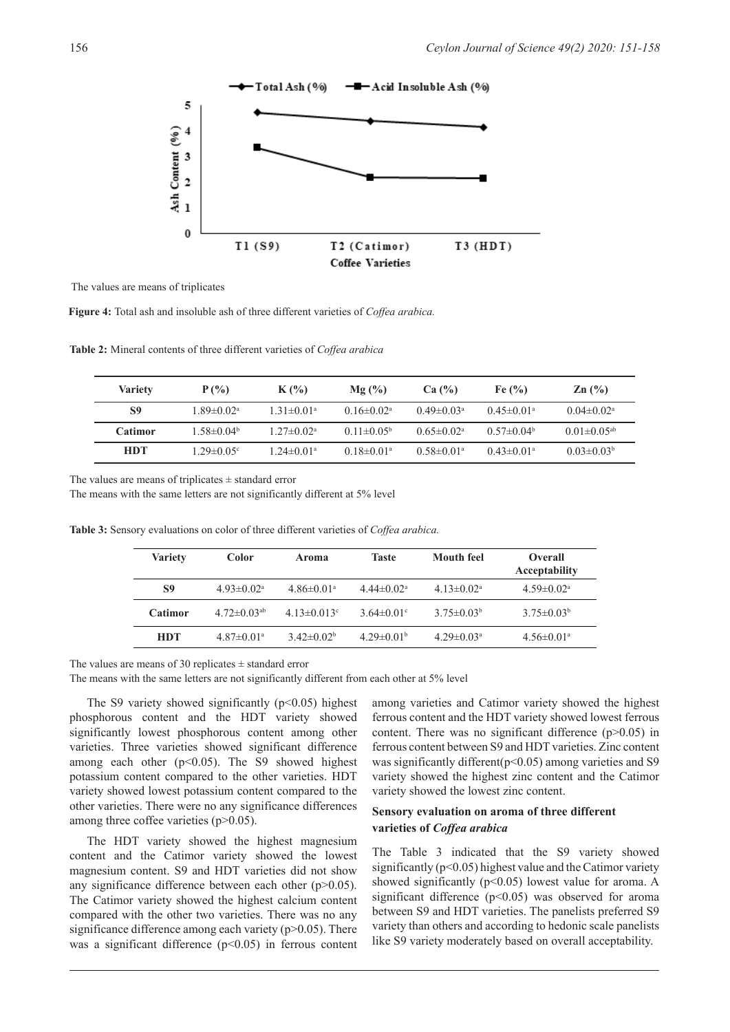The values are means of triplicates

**Figure 4:** Total ash and insoluble ash of three different varieties of *Coffea arabica.*

**Table 2:** Mineral contents of three different varieties of *Coffea arabica*

| Variety | P (%) | K (%) | Mg (%) | Ca (%) | Fe (%) | Zn (%) |
|---|---|---|---|---|---|---|
| **S9** | $1.89{\pm}0.02^{a}$ | $1.31{\pm}0.01^{a}$ | $0.16{\pm}0.02^{a}$ | $0.49{\pm}0.03^{a}$ | $0.45{\pm}0.01^{a}$ | $0.04{\pm}0.02^{a}$ |
| **Catimor** | $1.58{\pm}0.04^{b}$ | $1.27{\pm}0.02^{a}$ | $0.11{\pm}0.05^{b}$ | $0.65{\pm}0.02^{a}$ | $0.57{\pm}0.04^{b}$ | $0.01{\pm}0.05^{ab}$ |
| **HDT** | $1.29{\pm}0.05^{c}$ | $1.24{\pm}0.01^{a}$ | $0.18{\pm}0.01^{a}$ | $0.58{\pm}0.01^{a}$ | $0.43{\pm}0.01^{a}$ | $0.03{\pm}0.03^{b}$ |

The values are means of triplicates ± standard error

The means with the same letters are not significantly different at 5% level

**Table 3:** Sensory evaluations on color of three different varieties of *Coffea arabica.*

| Variety | Color | Aroma | Taste | Mouth feel | Overall Acceptability |
|---|---|---|---|---|---|
| **S9** | $4.93{\pm}0.02^{a}$ | $4.86{\pm}0.01^{a}$ | $4.44{\pm}0.02^{a}$ | $4.13{\pm}0.02^{a}$ | $4.59{\pm}0.02^{a}$ |
| **Catimor** | $4.72{\pm}0.03^{ab}$ | $4.13{\pm}0.013^{c}$ | $3.64{\pm}0.01^{c}$ | $3.75{\pm}0.03^{b}$ | $3.75{\pm}0.03^{b}$ |
| **HDT** | $4.87{\pm}0.01^{a}$ | $3.42{\pm}0.02^{b}$ | $4.29{\pm}0.01^{b}$ | $4.29{\pm}0.03^{a}$ | $4.56{\pm}0.01^{a}$ |

The values are means of 30 replicates ± standard error

The means with the same letters are not significantly different from each other at 5% level

The S9 variety showed significantly ($p<0.05$) highest phosphorous content and the HDT variety showed significantly lowest phosphorous content among other varieties. Three varieties showed significant difference among each other ($p<0.05$). The S9 showed highest potassium content compared to the other varieties. HDT variety showed lowest potassium content compared to the other varieties. There were no any significance differences among three coffee varieties ($p>0.05$).

The HDT variety showed the highest magnesium content and the Catimor variety showed the lowest magnesium content. S9 and HDT varieties did not show any significance difference between each other ($p>0.05$). The Catimor variety showed the highest calcium content compared with the other two varieties. There was no any significance difference among each variety ($p>0.05$). There was a significant difference ($p<0.05$) in ferrous content among varieties and Catimor variety showed the highest ferrous content and the HDT variety showed lowest ferrous content. There was no significant difference ($p>0.05$) in ferrous content between S9 and HDT varieties. Zinc content was significantly different($p<0.05$) among varieties and S9 variety showed the highest zinc content and the Catimor variety showed the lowest zinc content.

### Sensory evaluation on aroma of three different varieties of *Coffea arabica*

The Table 3 indicated that the S9 variety showed significantly ($p<0.05$) highest value and the Catimor variety showed significantly ($p<0.05$) lowest value for aroma. A significant difference ($p<0.05$) was observed for aroma between S9 and HDT varieties. The panelists preferred S9 variety than others and according to hedonic scale panelists like S9 variety moderately based on overall acceptability.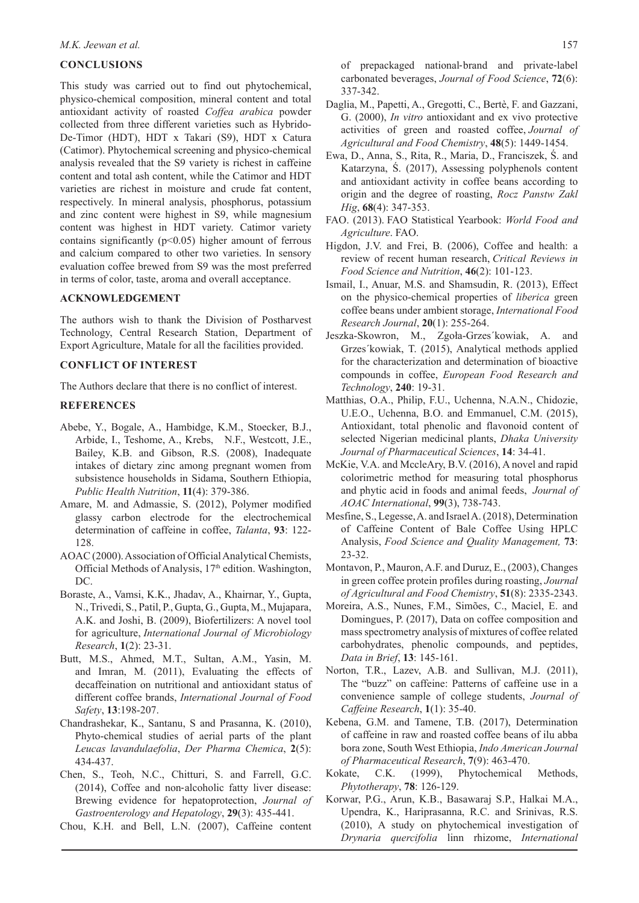## CONCLUSIONS

This study was carried out to find out phytochemical, physico-chemical composition, mineral content and total antioxidant activity of roasted *Coffea arabica* powder collected from three different varieties such as Hybrido-De-Timor (HDT), HDT x Takari (S9), HDT x Catura (Catimor). Phytochemical screening and physico-chemical analysis revealed that the S9 variety is richest in caffeine content and total ash content, while the Catimor and HDT varieties are richest in moisture and crude fat content, respectively. In mineral analysis, phosphorus, potassium and zinc content were highest in S9, while magnesium content was highest in HDT variety. Catimor variety contains significantly ($p<0.05$) higher amount of ferrous and calcium compared to other two varieties. In sensory evaluation coffee brewed from S9 was the most preferred in terms of color, taste, aroma and overall acceptance.

## ACKNOWLEDGEMENT

The authors wish to thank the Division of Postharvest Technology, Central Research Station, Department of Export Agriculture, Matale for all the facilities provided.

## CONFLICT OF INTEREST

The Authors declare that there is no conflict of interest.

## REFERENCES

Abebe, Y., Bogale, A., Hambidge, K.M., Stoecker, B.J., Arbide, I., Teshome, A., Krebs, N.F., Westcott, J.E., Bailey, K.B. and Gibson, R.S. (2008), Inadequate intakes of dietary zinc among pregnant women from subsistence households in Sidama, Southern Ethiopia, *Public Health Nutrition*, **11**(4): 379-386.

Amare, M. and Admassie, S. (2012), Polymer modified glassy carbon electrode for the electrochemical determination of caffeine in coffee, *Talanta*, **93**: 122-128.

AOAC (2000). Association of Official Analytical Chemists, Official Methods of Analysis, 17th edition. Washington, DC.

Boraste, A., Vamsi, K.K., Jhadav, A., Khairnar, Y., Gupta, N., Trivedi, S., Patil, P., Gupta, G., Gupta, M., Mujapara, A.K. and Joshi, B. (2009), Biofertilizers: A novel tool for agriculture, *International Journal of Microbiology Research*, **1**(2): 23-31.

Butt, M.S., Ahmed, M.T., Sultan, A.M., Yasin, M. and Imran, M. (2011), Evaluating the effects of decaffeination on nutritional and antioxidant status of different coffee brands, *International Journal of Food Safety*, **13**:198-207.

Chandrashekar, K., Santanu, S and Prasanna, K. (2010), Phyto-chemical studies of aerial parts of the plant *Leucas lavandulaefolia*, *Der Pharma Chemica*, **2**(5): 434-437.

Chen, S., Teoh, N.C., Chitturi, S. and Farrell, G.C. (2014), Coffee and non-alcoholic fatty liver disease: Brewing evidence for hepatoprotection, *Journal of Gastroenterology and Hepatology*, **29**(3): 435-441.

Chou, K.H. and Bell, L.N. (2007), Caffeine content of prepackaged national-brand and private-label carbonated beverages, *Journal of Food Science*, **72**(6): 337-342.

Daglia, M., Papetti, A., Gregotti, C., Bertè, F. and Gazzani, G. (2000), *In vitro* antioxidant and ex vivo protective activities of green and roasted coffee, *Journal of Agricultural and Food Chemistry*, **48**(5): 1449-1454.

Ewa, D., Anna, S., Rita, R., Maria, D., Franciszek, Ś. and Katarzyna, Ś. (2017), Assessing polyphenols content and antioxidant activity in coffee beans according to origin and the degree of roasting, *Rocz Panstw Zakl Hig*, **68**(4): 347-353.

FAO. (2013). FAO Statistical Yearbook: *World Food and Agriculture*. FAO.

Higdon, J.V. and Frei, B. (2006), Coffee and health: a review of recent human research, *Critical Reviews in Food Science and Nutrition*, **46**(2): 101-123.

Ismail, I., Anuar, M.S. and Shamsudin, R. (2013), Effect on the physico-chemical properties of *liberica* green coffee beans under ambient storage, *International Food Research Journal*, **20**(1): 255-264.

Jeszka-Skowron, M., Zgoła-Grzes´kowiak, A. and Grzes´kowiak, T. (2015), Analytical methods applied for the characterization and determination of bioactive compounds in coffee, *European Food Research and Technology*, **240**: 19-31.

Matthias, O.A., Philip, F.U., Uchenna, N.A.N., Chidozie, U.E.O., Uchenna, B.O. and Emmanuel, C.M. (2015), Antioxidant, total phenolic and flavonoid content of selected Nigerian medicinal plants, *Dhaka University Journal of Pharmaceutical Sciences*, **14**: 34-41.

McKie, V.A. and MccleAry, B.V. (2016), A novel and rapid colorimetric method for measuring total phosphorus and phytic acid in foods and animal feeds, *Journal of AOAC International*, **99**(3), 738-743.

Mesfine, S., Legesse, A. and Israel A. (2018), Determination of Caffeine Content of Bale Coffee Using HPLC Analysis, *Food Science and Quality Management,* **73**: 23-32.

Montavon, P., Mauron, A.F. and Duruz, E., (2003), Changes in green coffee protein profiles during roasting, *Journal of Agricultural and Food Chemistry*, **51**(8): 2335-2343.

Moreira, A.S., Nunes, F.M., Simões, C., Maciel, E. and Domingues, P. (2017), Data on coffee composition and mass spectrometry analysis of mixtures of coffee related carbohydrates, phenolic compounds, and peptides, *Data in Brief*, **13**: 145-161.

Norton, T.R., Lazev, A.B. and Sullivan, M.J. (2011), The "buzz" on caffeine: Patterns of caffeine use in a convenience sample of college students, *Journal of Caffeine Research*, **1**(1): 35-40.

Kebena, G.M. and Tamene, T.B. (2017), Determination of caffeine in raw and roasted coffee beans of ilu abba bora zone, South West Ethiopia, *Indo American Journal of Pharmaceutical Research*, **7**(9): 463-470.

Kokate, C.K. (1999), Phytochemical Methods, *Phytotherapy*, **78**: 126-129.

Korwar, P.G., Arun, K.B., Basawaraj S.P., Halkai M.A., Upendra, K., Hariprasanna, R.C. and Srinivas, R.S. (2010), A study on phytochemical investigation of *Drynaria quercifolia* linn rhizome, *International*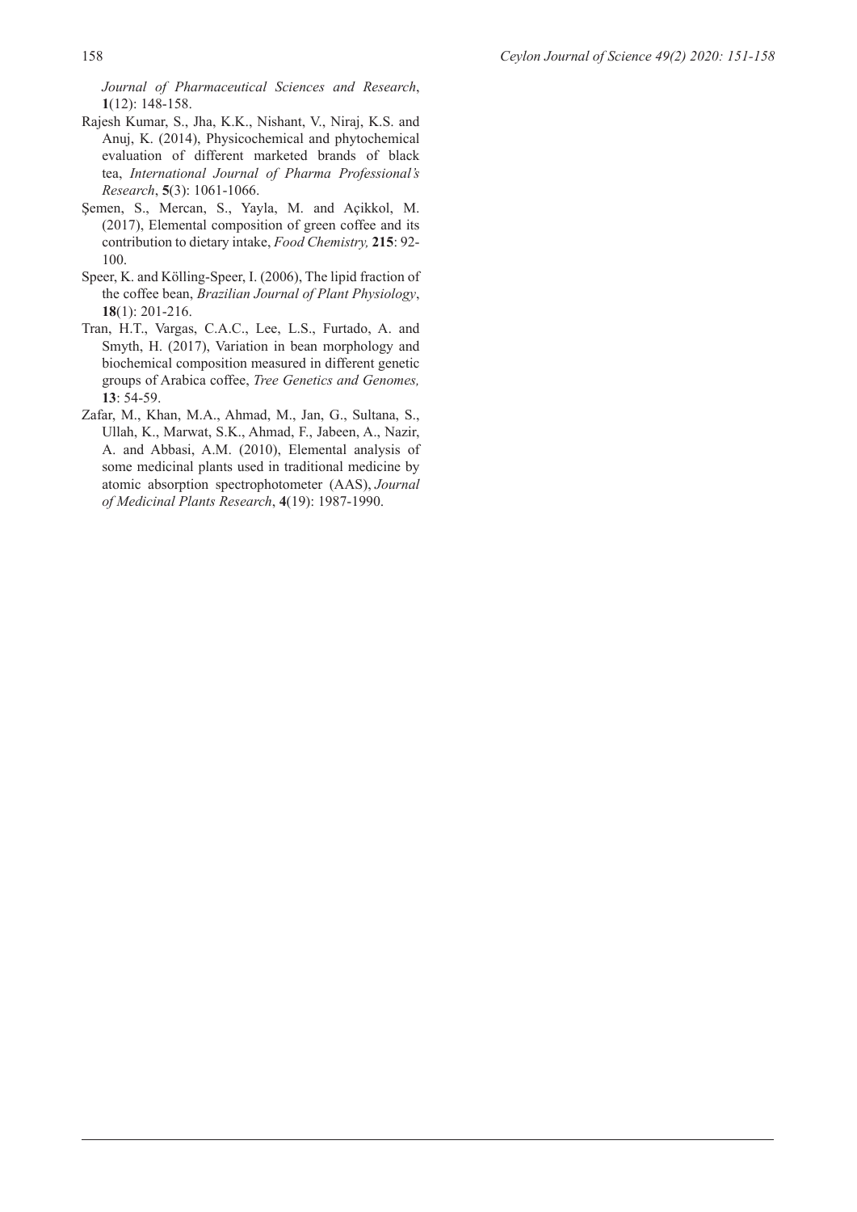*Journal of Pharmaceutical Sciences and Research*, **1**(12): 148-158.

Rajesh Kumar, S., Jha, K.K., Nishant, V., Niraj, K.S. and Anuj, K. (2014), Physicochemical and phytochemical evaluation of different marketed brands of black tea, *International Journal of Pharma Professional's Research*, **5**(3): 1061-1066.

Şemen, S., Mercan, S., Yayla, M. and Açikkol, M. (2017), Elemental composition of green coffee and its contribution to dietary intake, *Food Chemistry,* **215**: 92-100.

Speer, K. and Kölling-Speer, I. (2006), The lipid fraction of the coffee bean, *Brazilian Journal of Plant Physiology*, **18**(1): 201-216.

Tran, H.T., Vargas, C.A.C., Lee, L.S., Furtado, A. and Smyth, H. (2017), Variation in bean morphology and biochemical composition measured in different genetic groups of Arabica coffee, *Tree Genetics and Genomes,* **13**: 54-59.

Zafar, M., Khan, M.A., Ahmad, M., Jan, G., Sultana, S., Ullah, K., Marwat, S.K., Ahmad, F., Jabeen, A., Nazir, A. and Abbasi, A.M. (2010), Elemental analysis of some medicinal plants used in traditional medicine by atomic absorption spectrophotometer (AAS), *Journal of Medicinal Plants Research*, **4**(19): 1987-1990.